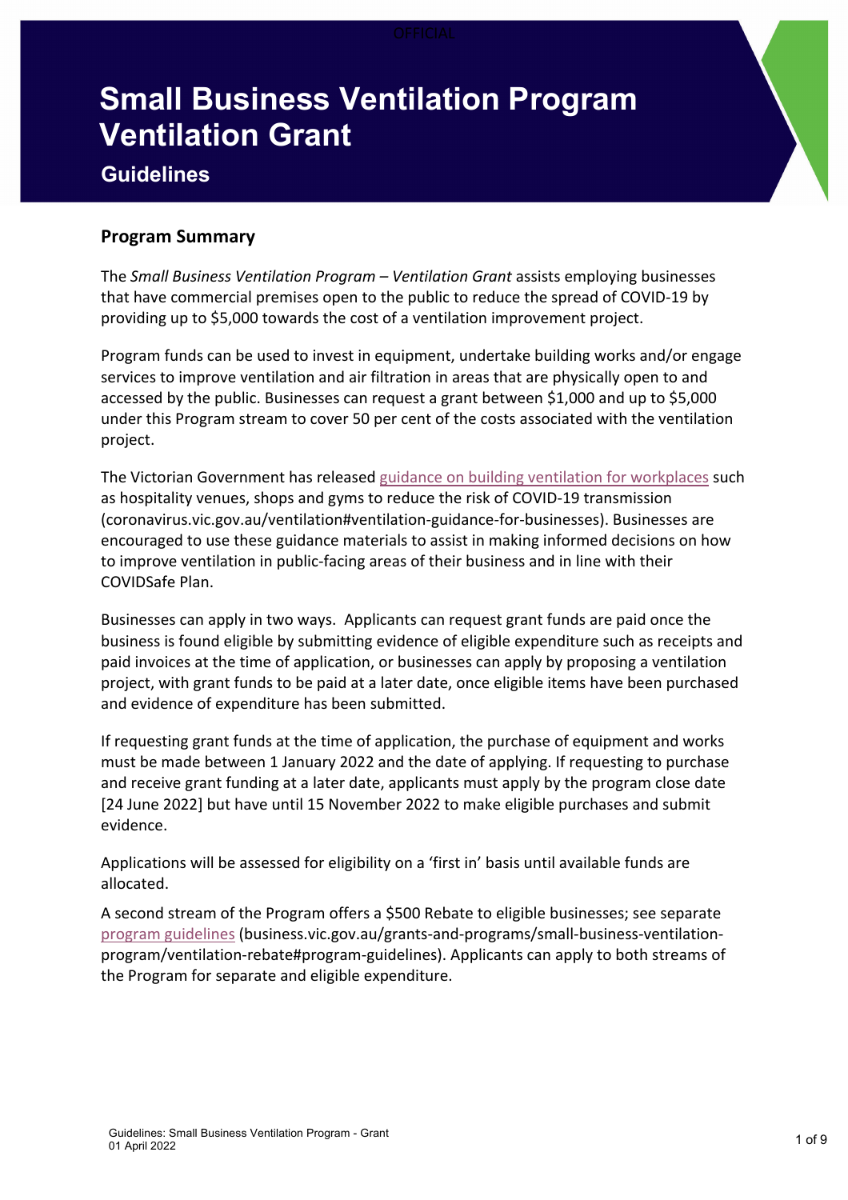# Small Business Ventilation Program Ventilation Grant

## Guidelines

### Program Summary

The *Small Business Ventilation Program – Ventilation Grant* assists employing businesses that have commercial premises open to the public to reduce the spread of COVID-19 by providing up to $5,000 towards the cost of a ventilation improvement project.

Program funds can be used to invest in equipment, undertake building works and/or engage services to improve ventilation and air filtration in areas that are physically open to and accessed by the public. Businesses can request a grant between $1,000 and up to $5,000 under this Program stream to cover 50 per cent of the costs associated with the ventilation project.

The Victorian Government has released guidance on building ventilation for workplaces such as hospitality venues, shops and gyms to reduce the risk of COVID-19 transmission (coronavirus.vic.gov.au/ventilation#ventilation-guidance-for-businesses). Businesses are encouraged to use these guidance materials to assist in making informed decisions on how to improve ventilation in public-facing areas of their business and in line with their COVIDSafe Plan.

Businesses can apply in two ways. Applicants can request grant funds are paid once the business is found eligible by submitting evidence of eligible expenditure such as receipts and paid invoices at the time of application, or businesses can apply by proposing a ventilation project, with grant funds to be paid at a later date, once eligible items have been purchased and evidence of expenditure has been submitted.

If requesting grant funds at the time of application, the purchase of equipment and works must be made between 1 January 2022 and the date of applying. If requesting to purchase and receive grant funding at a later date, applicants must apply by the program close date [24 June 2022] but have until 15 November 2022 to make eligible purchases and submit evidence.

Applications will be assessed for eligibility on a 'first in' basis until available funds are allocated.

A second stream of the Program offers a $500 Rebate to eligible businesses; see separate program guidelines (business.vic.gov.au/grants-and-programs/small-business-ventilation-program/ventilation-rebate#program-guidelines). Applicants can apply to both streams of the Program for separate and eligible expenditure.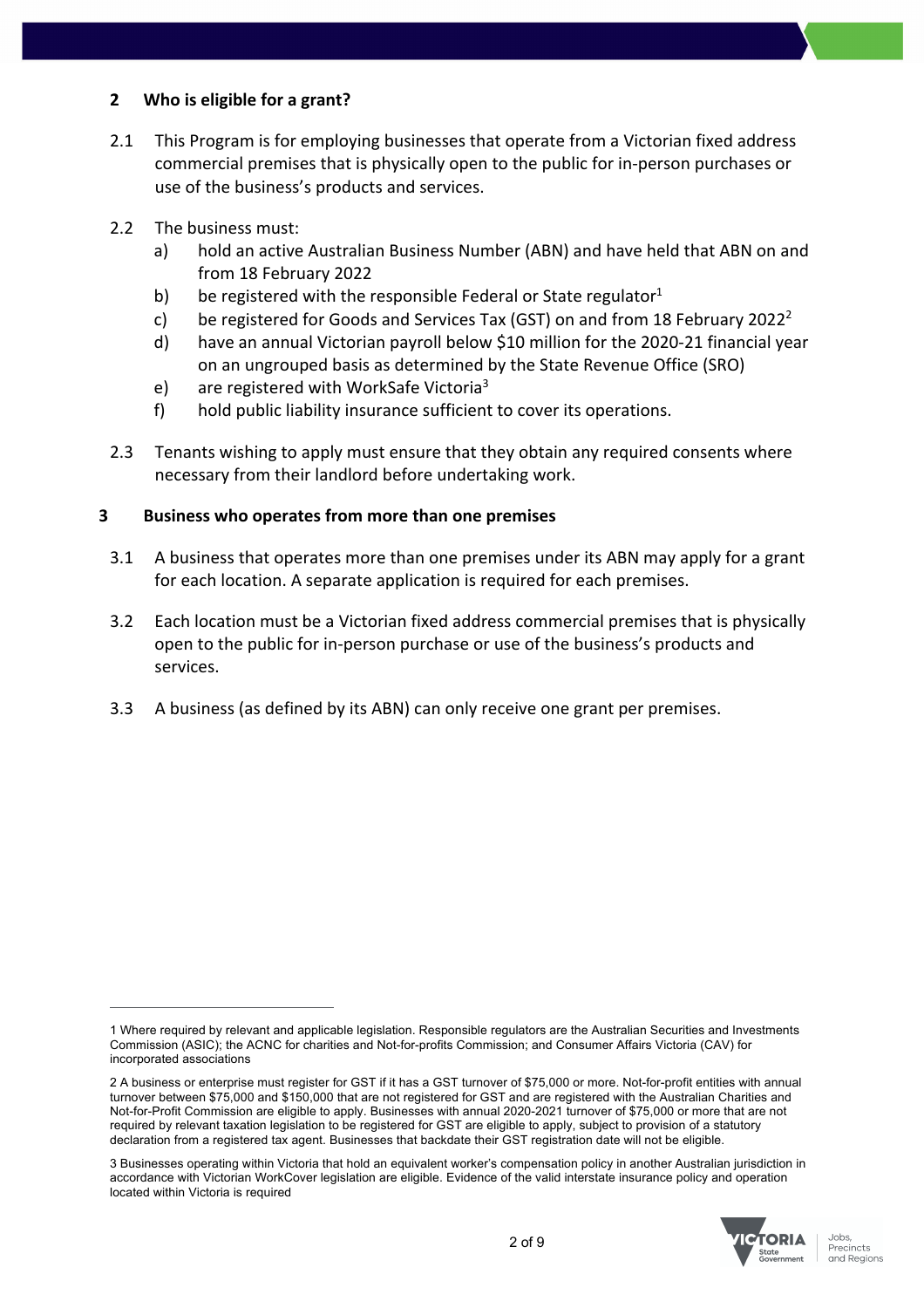## 2 Who is eligible for a grant?

2.1 This Program is for employing businesses that operate from a Victorian fixed address commercial premises that is physically open to the public for in-person purchases or use of the business's products and services.

2.2 The business must:

a) hold an active Australian Business Number (ABN) and have held that ABN on and from 18 February 2022

b) be registered with the responsible Federal or State regulator[1]

c) be registered for Goods and Services Tax (GST) on and from 18 February 2022[2]

d) have an annual Victorian payroll below $10 million for the 2020-21 financial year on an ungrouped basis as determined by the State Revenue Office (SRO)

e) are registered with WorkSafe Victoria[3]

f) hold public liability insurance sufficient to cover its operations.

2.3 Tenants wishing to apply must ensure that they obtain any required consents where necessary from their landlord before undertaking work.

## 3 Business who operates from more than one premises

3.1 A business that operates more than one premises under its ABN may apply for a grant for each location. A separate application is required for each premises.

3.2 Each location must be a Victorian fixed address commercial premises that is physically open to the public for in-person purchase or use of the business's products and services.

3.3 A business (as defined by its ABN) can only receive one grant per premises.

---

1 Where required by relevant and applicable legislation. Responsible regulators are the Australian Securities and Investments Commission (ASIC); the ACNC for charities and Not-for-profits Commission; and Consumer Affairs Victoria (CAV) for incorporated associations

2 A business or enterprise must register for GST if it has a GST turnover of $75,000 or more. Not-for-profit entities with annual turnover between $75,000 and $150,000 that are not registered for GST and are registered with the Australian Charities and Not-for-Profit Commission are eligible to apply. Businesses with annual 2020-2021 turnover of $75,000 or more that are not required by relevant taxation legislation to be registered for GST are eligible to apply, subject to provision of a statutory declaration from a registered tax agent. Businesses that backdate their GST registration date will not be eligible.

3 Businesses operating within Victoria that hold an equivalent worker's compensation policy in another Australian jurisdiction in accordance with Victorian WorkCover legislation are eligible. Evidence of the valid interstate insurance policy and operation located within Victoria is required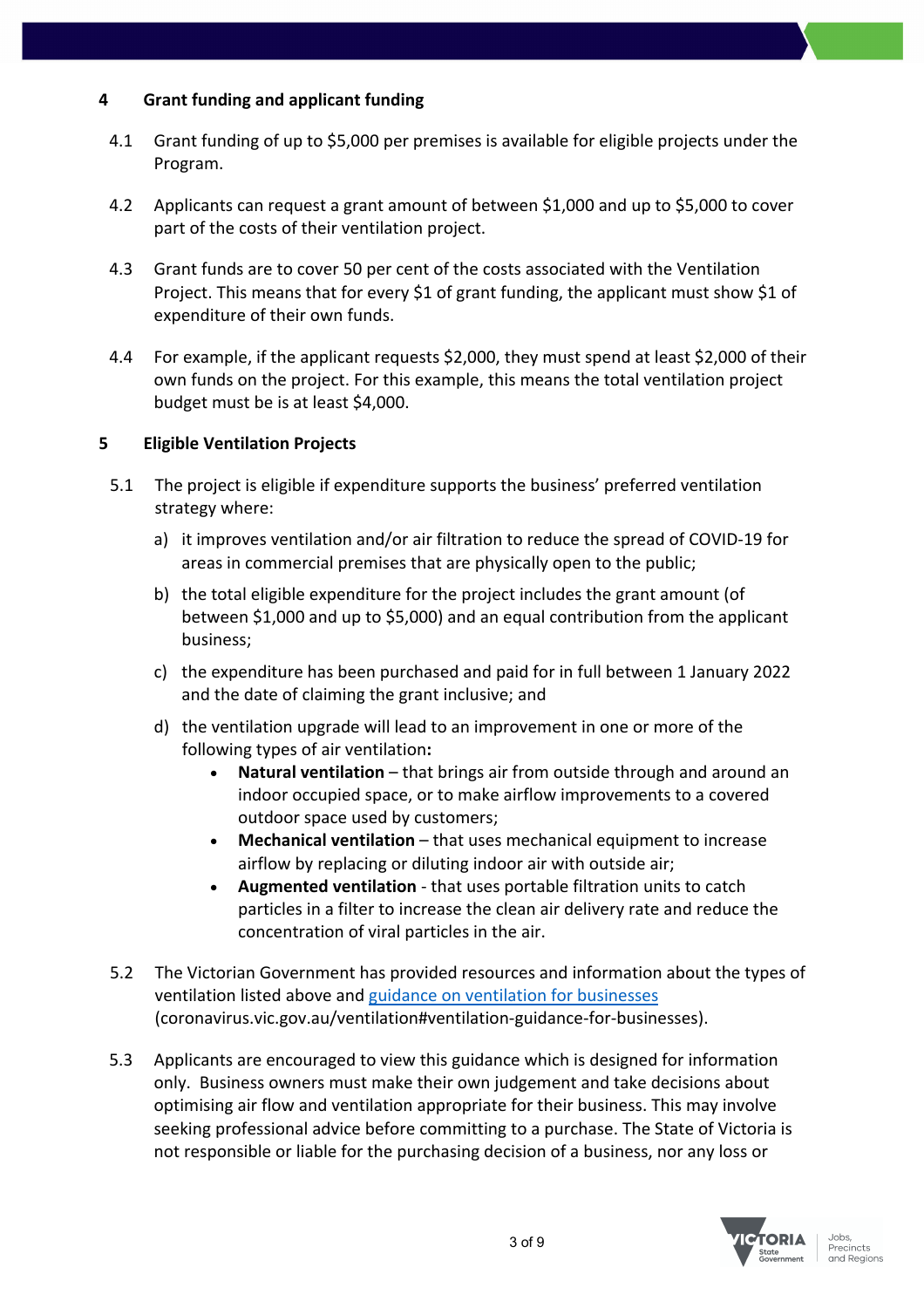## 4 Grant funding and applicant funding

4.1 Grant funding of up to $5,000 per premises is available for eligible projects under the Program.

4.2 Applicants can request a grant amount of between $1,000 and up to $5,000 to cover part of the costs of their ventilation project.

4.3 Grant funds are to cover 50 per cent of the costs associated with the Ventilation Project. This means that for every $1 of grant funding, the applicant must show $1 of expenditure of their own funds.

4.4 For example, if the applicant requests $2,000, they must spend at least $2,000 of their own funds on the project. For this example, this means the total ventilation project budget must be is at least $4,000.

## 5 Eligible Ventilation Projects

5.1 The project is eligible if expenditure supports the business' preferred ventilation strategy where:

a) it improves ventilation and/or air filtration to reduce the spread of COVID-19 for areas in commercial premises that are physically open to the public;

b) the total eligible expenditure for the project includes the grant amount (of between $1,000 and up to $5,000) and an equal contribution from the applicant business;

c) the expenditure has been purchased and paid for in full between 1 January 2022 and the date of claiming the grant inclusive; and

d) the ventilation upgrade will lead to an improvement in one or more of the following types of air ventilation**:**

- **Natural ventilation** – that brings air from outside through and around an indoor occupied space, or to make airflow improvements to a covered outdoor space used by customers;
- **Mechanical ventilation** – that uses mechanical equipment to increase airflow by replacing or diluting indoor air with outside air;
- **Augmented ventilation** - that uses portable filtration units to catch particles in a filter to increase the clean air delivery rate and reduce the concentration of viral particles in the air.

5.2 The Victorian Government has provided resources and information about the types of ventilation listed above and [guidance on ventilation for businesses](coronavirus.vic.gov.au/ventilation#ventilation-guidance-for-businesses) (coronavirus.vic.gov.au/ventilation#ventilation-guidance-for-businesses).

5.3 Applicants are encouraged to view this guidance which is designed for information only. Business owners must make their own judgement and take decisions about optimising air flow and ventilation appropriate for their business. This may involve seeking professional advice before committing to a purchase. The State of Victoria is not responsible or liable for the purchasing decision of a business, nor any loss or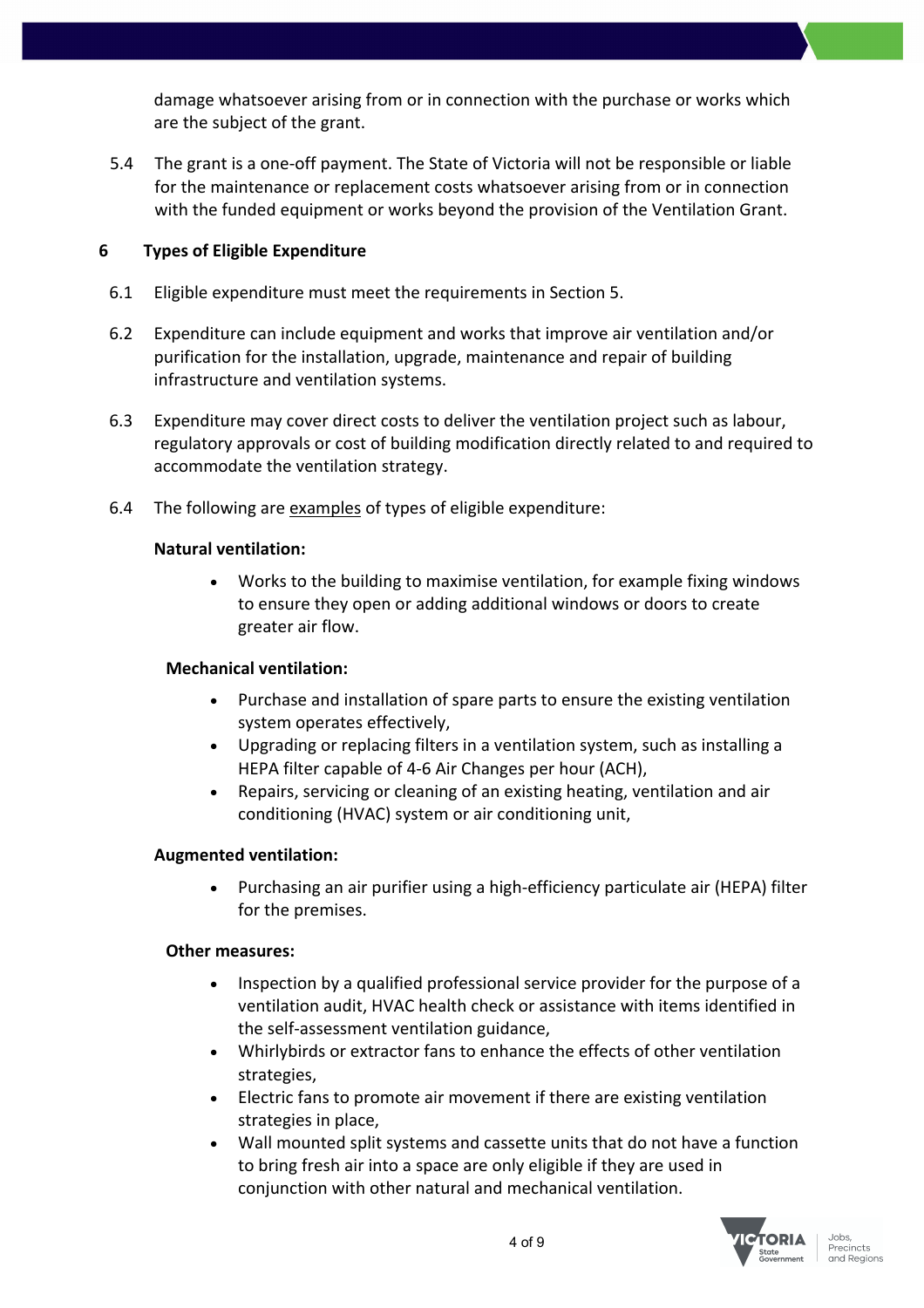damage whatsoever arising from or in connection with the purchase or works which are the subject of the grant.

5.4 The grant is a one-off payment. The State of Victoria will not be responsible or liable for the maintenance or replacement costs whatsoever arising from or in connection with the funded equipment or works beyond the provision of the Ventilation Grant.

## 6 Types of Eligible Expenditure

6.1 Eligible expenditure must meet the requirements in Section 5.

6.2 Expenditure can include equipment and works that improve air ventilation and/or purification for the installation, upgrade, maintenance and repair of building infrastructure and ventilation systems.

6.3 Expenditure may cover direct costs to deliver the ventilation project such as labour, regulatory approvals or cost of building modification directly related to and required to accommodate the ventilation strategy.

6.4 The following are <u>examples</u> of types of eligible expenditure:

**Natural ventilation:**

- Works to the building to maximise ventilation, for example fixing windows to ensure they open or adding additional windows or doors to create greater air flow.

**Mechanical ventilation:**

- Purchase and installation of spare parts to ensure the existing ventilation system operates effectively,
- Upgrading or replacing filters in a ventilation system, such as installing a HEPA filter capable of 4-6 Air Changes per hour (ACH),
- Repairs, servicing or cleaning of an existing heating, ventilation and air conditioning (HVAC) system or air conditioning unit,

**Augmented ventilation:**

- Purchasing an air purifier using a high-efficiency particulate air (HEPA) filter for the premises.

**Other measures:**

- Inspection by a qualified professional service provider for the purpose of a ventilation audit, HVAC health check or assistance with items identified in the self-assessment ventilation guidance,
- Whirlybirds or extractor fans to enhance the effects of other ventilation strategies,
- Electric fans to promote air movement if there are existing ventilation strategies in place,
- Wall mounted split systems and cassette units that do not have a function to bring fresh air into a space are only eligible if they are used in conjunction with other natural and mechanical ventilation.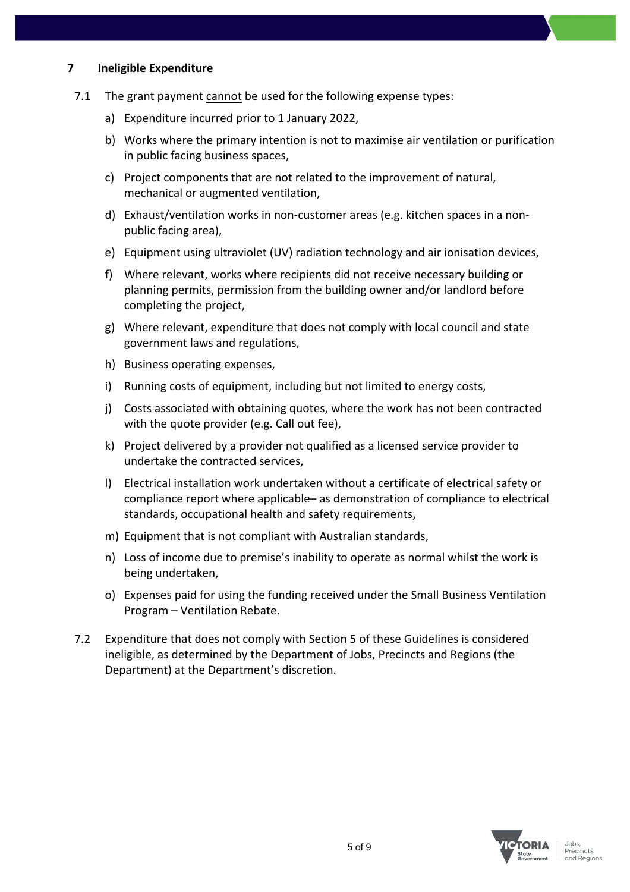## 7 Ineligible Expenditure

7.1 The grant payment <u>cannot</u> be used for the following expense types:

a) Expenditure incurred prior to 1 January 2022,

b) Works where the primary intention is not to maximise air ventilation or purification in public facing business spaces,

c) Project components that are not related to the improvement of natural, mechanical or augmented ventilation,

d) Exhaust/ventilation works in non-customer areas (e.g. kitchen spaces in a non-public facing area),

e) Equipment using ultraviolet (UV) radiation technology and air ionisation devices,

f) Where relevant, works where recipients did not receive necessary building or planning permits, permission from the building owner and/or landlord before completing the project,

g) Where relevant, expenditure that does not comply with local council and state government laws and regulations,

h) Business operating expenses,

i) Running costs of equipment, including but not limited to energy costs,

j) Costs associated with obtaining quotes, where the work has not been contracted with the quote provider (e.g. Call out fee),

k) Project delivered by a provider not qualified as a licensed service provider to undertake the contracted services,

l) Electrical installation work undertaken without a certificate of electrical safety or compliance report where applicable– as demonstration of compliance to electrical standards, occupational health and safety requirements,

m) Equipment that is not compliant with Australian standards,

n) Loss of income due to premise's inability to operate as normal whilst the work is being undertaken,

o) Expenses paid for using the funding received under the Small Business Ventilation Program – Ventilation Rebate.

7.2 Expenditure that does not comply with Section 5 of these Guidelines is considered ineligible, as determined by the Department of Jobs, Precincts and Regions (the Department) at the Department's discretion.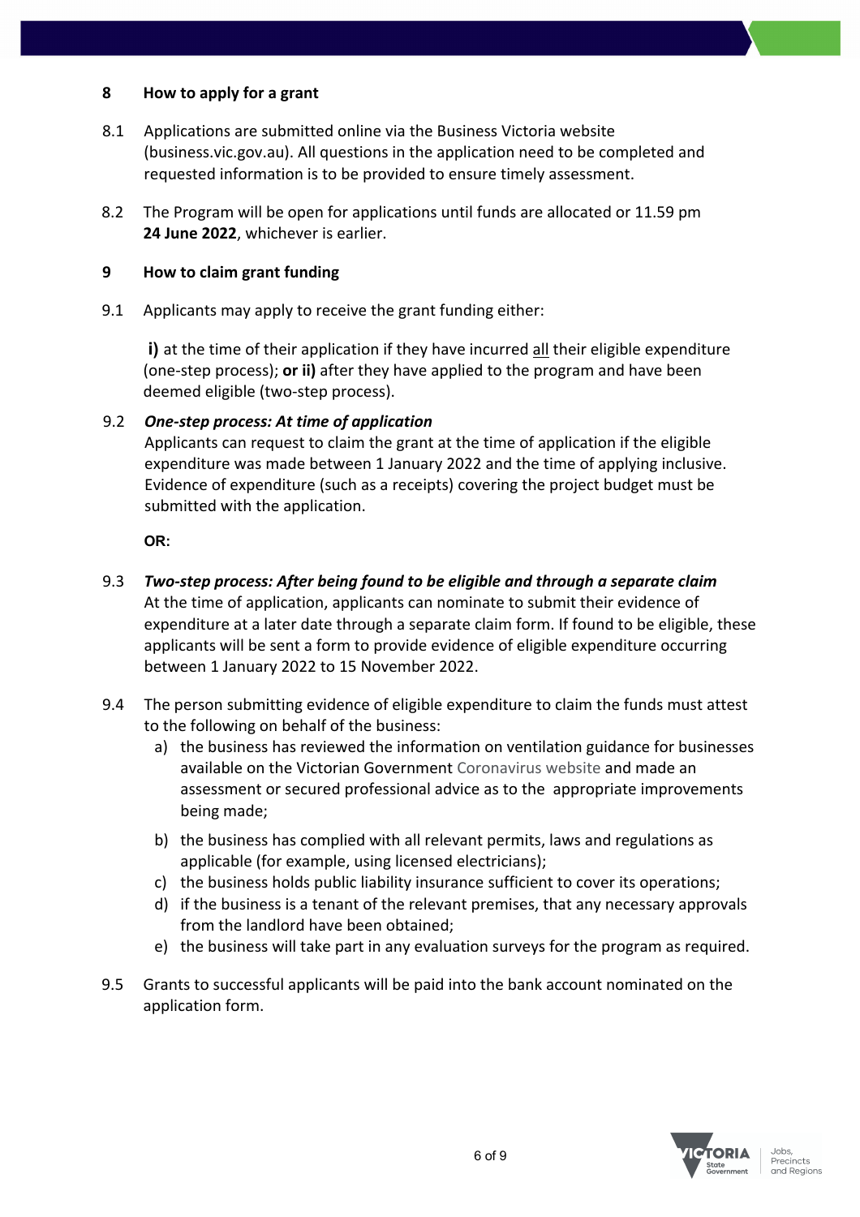## 8 How to apply for a grant

8.1 Applications are submitted online via the Business Victoria website (business.vic.gov.au). All questions in the application need to be completed and requested information is to be provided to ensure timely assessment.

8.2 The Program will be open for applications until funds are allocated or 11.59 pm **24 June 2022**, whichever is earlier.

## 9 How to claim grant funding

9.1 Applicants may apply to receive the grant funding either:

**i)** at the time of their application if they have incurred <u>all</u> their eligible expenditure (one-step process); **or ii)** after they have applied to the program and have been deemed eligible (two-step process).

9.2 ***One-step process: At time of application***
Applicants can request to claim the grant at the time of application if the eligible expenditure was made between 1 January 2022 and the time of applying inclusive. Evidence of expenditure (such as a receipts) covering the project budget must be submitted with the application.

**OR:**

9.3 ***Two-step process: After being found to be eligible and through a separate claim***
At the time of application, applicants can nominate to submit their evidence of expenditure at a later date through a separate claim form. If found to be eligible, these applicants will be sent a form to provide evidence of eligible expenditure occurring between 1 January 2022 to 15 November 2022.

9.4 The person submitting evidence of eligible expenditure to claim the funds must attest to the following on behalf of the business:

a) the business has reviewed the information on ventilation guidance for businesses available on the Victorian Government Coronavirus website and made an assessment or secured professional advice as to the appropriate improvements being made;

b) the business has complied with all relevant permits, laws and regulations as applicable (for example, using licensed electricians);

c) the business holds public liability insurance sufficient to cover its operations;

d) if the business is a tenant of the relevant premises, that any necessary approvals from the landlord have been obtained;

e) the business will take part in any evaluation surveys for the program as required.

9.5 Grants to successful applicants will be paid into the bank account nominated on the application form.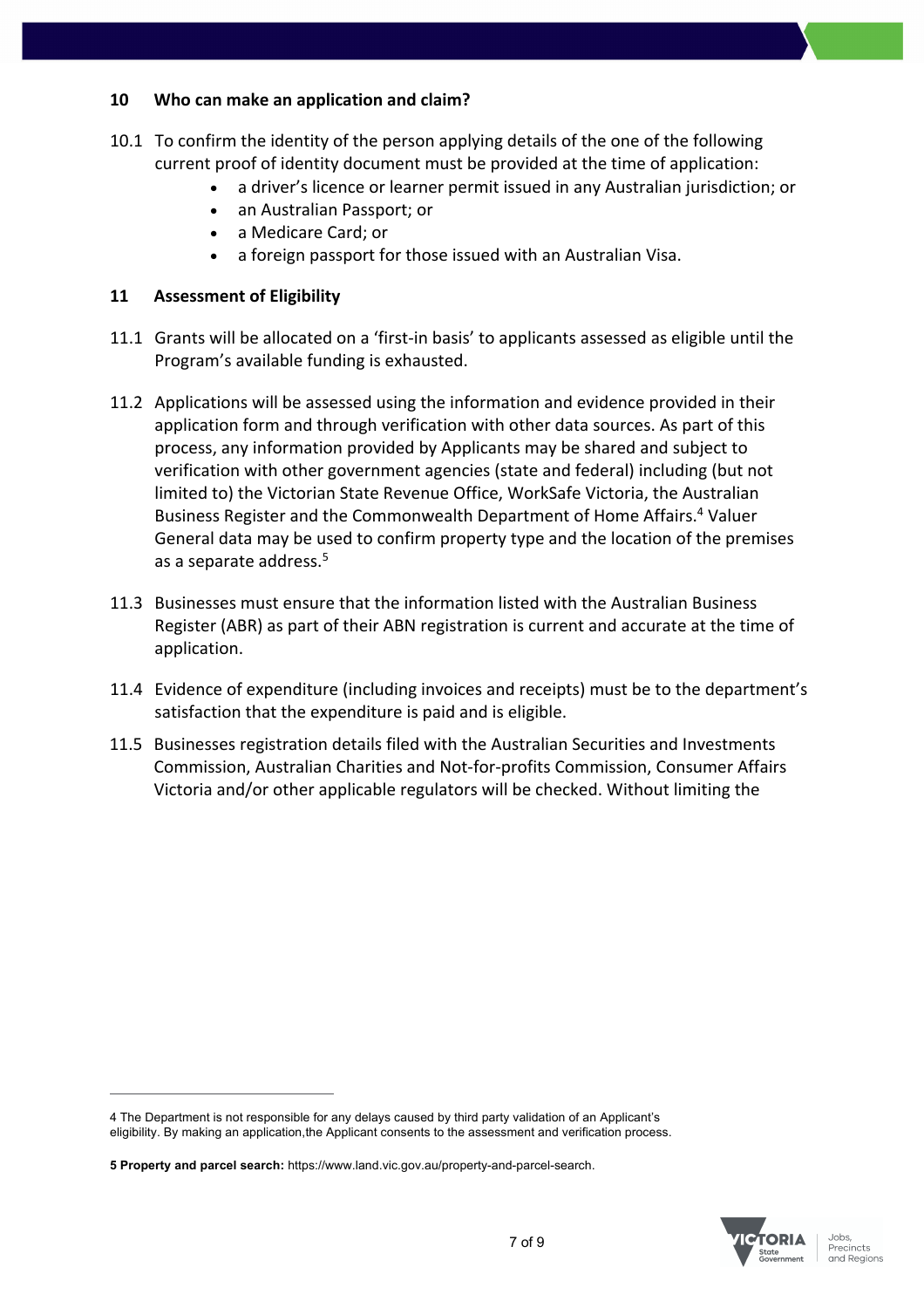## 10 Who can make an application and claim?

10.1 To confirm the identity of the person applying details of the one of the following current proof of identity document must be provided at the time of application:

- a driver's licence or learner permit issued in any Australian jurisdiction; or
- an Australian Passport; or
- a Medicare Card; or
- a foreign passport for those issued with an Australian Visa.

## 11 Assessment of Eligibility

11.1 Grants will be allocated on a 'first-in basis' to applicants assessed as eligible until the Program's available funding is exhausted.

11.2 Applications will be assessed using the information and evidence provided in their application form and through verification with other data sources. As part of this process, any information provided by Applicants may be shared and subject to verification with other government agencies (state and federal) including (but not limited to) the Victorian State Revenue Office, WorkSafe Victoria, the Australian Business Register and the Commonwealth Department of Home Affairs.[4] Valuer General data may be used to confirm property type and the location of the premises as a separate address.[5]

11.3 Businesses must ensure that the information listed with the Australian Business Register (ABR) as part of their ABN registration is current and accurate at the time of application.

11.4 Evidence of expenditure (including invoices and receipts) must be to the department's satisfaction that the expenditure is paid and is eligible.

11.5 Businesses registration details filed with the Australian Securities and Investments Commission, Australian Charities and Not-for-profits Commission, Consumer Affairs Victoria and/or other applicable regulators will be checked. Without limiting the

---

4 The Department is not responsible for any delays caused by third party validation of an Applicant's eligibility. By making an application,the Applicant consents to the assessment and verification process.

5 **Property and parcel search:** https://www.land.vic.gov.au/property-and-parcel-search.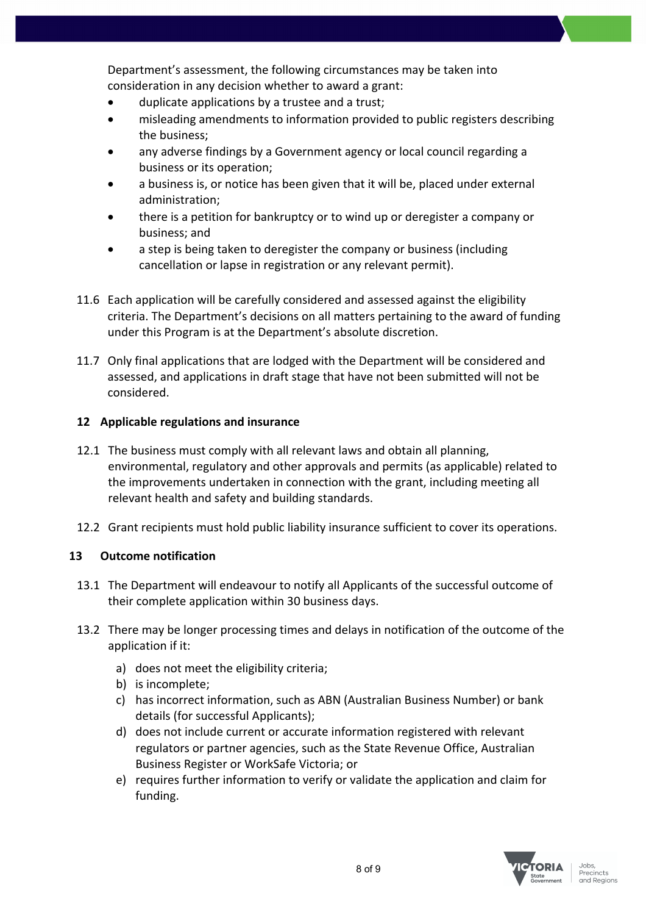Department's assessment, the following circumstances may be taken into consideration in any decision whether to award a grant:

- duplicate applications by a trustee and a trust;
- misleading amendments to information provided to public registers describing the business;
- any adverse findings by a Government agency or local council regarding a business or its operation;
- a business is, or notice has been given that it will be, placed under external administration;
- there is a petition for bankruptcy or to wind up or deregister a company or business; and
- a step is being taken to deregister the company or business (including cancellation or lapse in registration or any relevant permit).

11.6 Each application will be carefully considered and assessed against the eligibility criteria. The Department's decisions on all matters pertaining to the award of funding under this Program is at the Department's absolute discretion.

11.7 Only final applications that are lodged with the Department will be considered and assessed, and applications in draft stage that have not been submitted will not be considered.

## 12 Applicable regulations and insurance

12.1 The business must comply with all relevant laws and obtain all planning, environmental, regulatory and other approvals and permits (as applicable) related to the improvements undertaken in connection with the grant, including meeting all relevant health and safety and building standards.

12.2 Grant recipients must hold public liability insurance sufficient to cover its operations.

## 13 Outcome notification

13.1 The Department will endeavour to notify all Applicants of the successful outcome of their complete application within 30 business days.

13.2 There may be longer processing times and delays in notification of the outcome of the application if it:

a) does not meet the eligibility criteria;
b) is incomplete;
c) has incorrect information, such as ABN (Australian Business Number) or bank details (for successful Applicants);
d) does not include current or accurate information registered with relevant regulators or partner agencies, such as the State Revenue Office, Australian Business Register or WorkSafe Victoria; or
e) requires further information to verify or validate the application and claim for funding.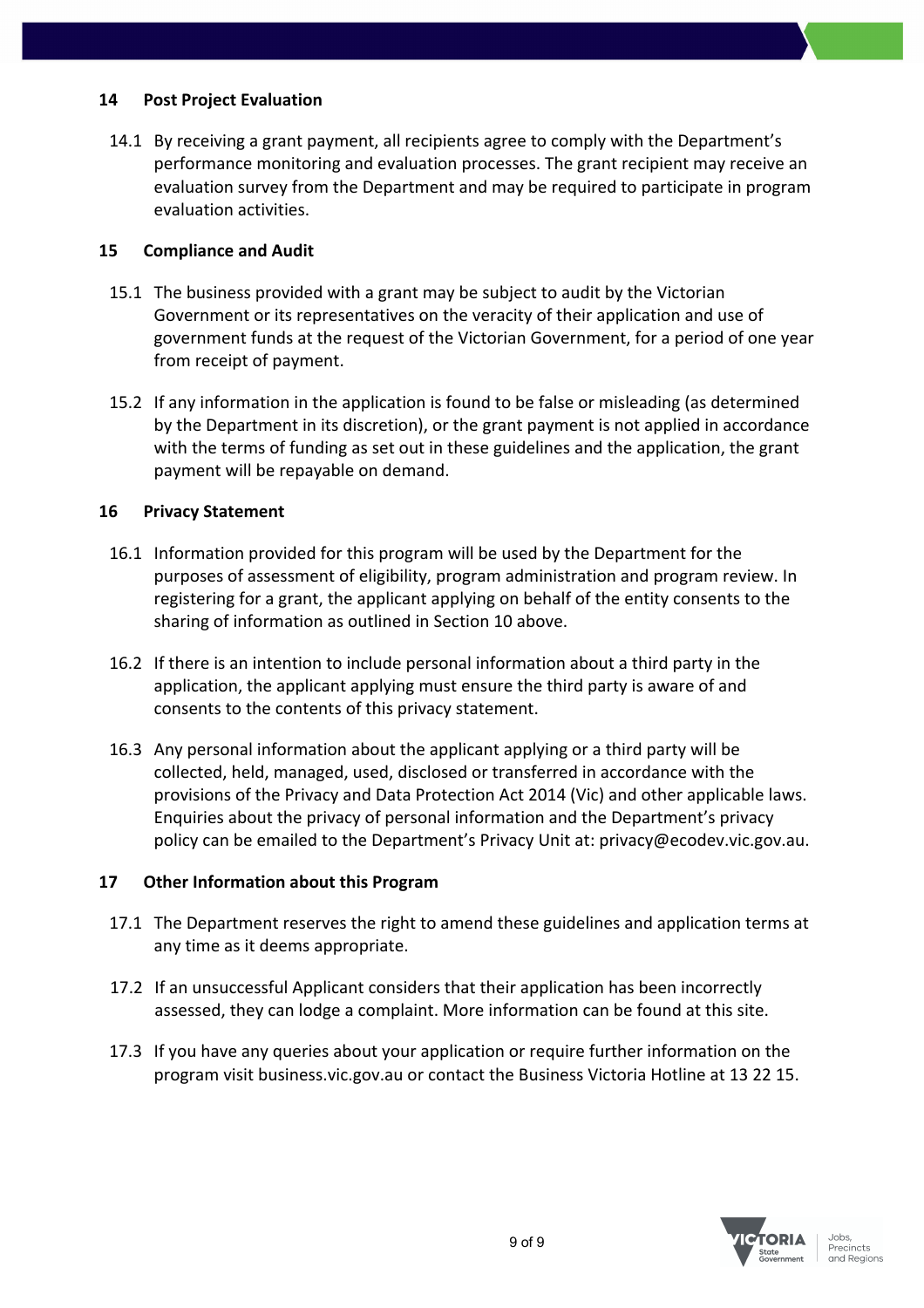## 14 Post Project Evaluation

14.1 By receiving a grant payment, all recipients agree to comply with the Department's performance monitoring and evaluation processes. The grant recipient may receive an evaluation survey from the Department and may be required to participate in program evaluation activities.

## 15 Compliance and Audit

15.1 The business provided with a grant may be subject to audit by the Victorian Government or its representatives on the veracity of their application and use of government funds at the request of the Victorian Government, for a period of one year from receipt of payment.

15.2 If any information in the application is found to be false or misleading (as determined by the Department in its discretion), or the grant payment is not applied in accordance with the terms of funding as set out in these guidelines and the application, the grant payment will be repayable on demand.

## 16 Privacy Statement

16.1 Information provided for this program will be used by the Department for the purposes of assessment of eligibility, program administration and program review. In registering for a grant, the applicant applying on behalf of the entity consents to the sharing of information as outlined in Section 10 above.

16.2 If there is an intention to include personal information about a third party in the application, the applicant applying must ensure the third party is aware of and consents to the contents of this privacy statement.

16.3 Any personal information about the applicant applying or a third party will be collected, held, managed, used, disclosed or transferred in accordance with the provisions of the Privacy and Data Protection Act 2014 (Vic) and other applicable laws. Enquiries about the privacy of personal information and the Department's privacy policy can be emailed to the Department's Privacy Unit at: privacy@ecodev.vic.gov.au.

## 17 Other Information about this Program

17.1 The Department reserves the right to amend these guidelines and application terms at any time as it deems appropriate.

17.2 If an unsuccessful Applicant considers that their application has been incorrectly assessed, they can lodge a complaint. More information can be found at this site.

17.3 If you have any queries about your application or require further information on the program visit business.vic.gov.au or contact the Business Victoria Hotline at 13 22 15.